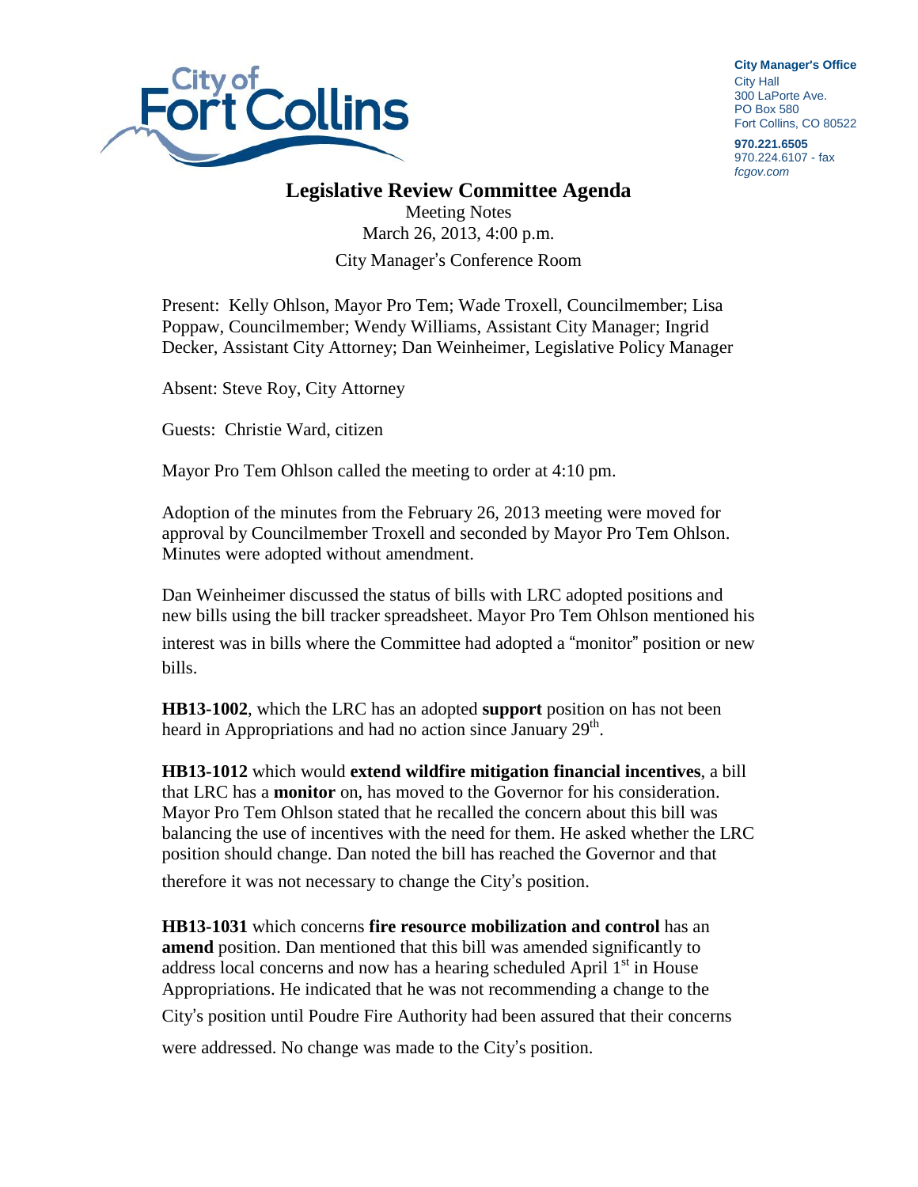**City Manager's Office**
City Hall
300 LaPorte Ave.
PO Box 580
Fort Collins, CO 80522

**970.221.6505**
970.224.6107 - fax
*fcgov.com*

# Legislative Review Committee Agenda

Meeting Notes
March 26, 2013, 4:00 p.m.
City Manager's Conference Room

Present: Kelly Ohlson, Mayor Pro Tem; Wade Troxell, Councilmember; Lisa Poppaw, Councilmember; Wendy Williams, Assistant City Manager; Ingrid Decker, Assistant City Attorney; Dan Weinheimer, Legislative Policy Manager

Absent: Steve Roy, City Attorney

Guests: Christie Ward, citizen

Mayor Pro Tem Ohlson called the meeting to order at 4:10 pm.

Adoption of the minutes from the February 26, 2013 meeting were moved for approval by Councilmember Troxell and seconded by Mayor Pro Tem Ohlson. Minutes were adopted without amendment.

Dan Weinheimer discussed the status of bills with LRC adopted positions and new bills using the bill tracker spreadsheet. Mayor Pro Tem Ohlson mentioned his interest was in bills where the Committee had adopted a "monitor" position or new bills.

**HB13-1002**, which the LRC has an adopted **support** position on has not been heard in Appropriations and had no action since January 29th.

**HB13-1012** which would **extend wildfire mitigation financial incentives**, a bill that LRC has a **monitor** on, has moved to the Governor for his consideration. Mayor Pro Tem Ohlson stated that he recalled the concern about this bill was balancing the use of incentives with the need for them. He asked whether the LRC position should change. Dan noted the bill has reached the Governor and that therefore it was not necessary to change the City's position.

**HB13-1031** which concerns **fire resource mobilization and control** has an **amend** position. Dan mentioned that this bill was amended significantly to address local concerns and now has a hearing scheduled April 1st in House Appropriations. He indicated that he was not recommending a change to the City's position until Poudre Fire Authority had been assured that their concerns were addressed. No change was made to the City's position.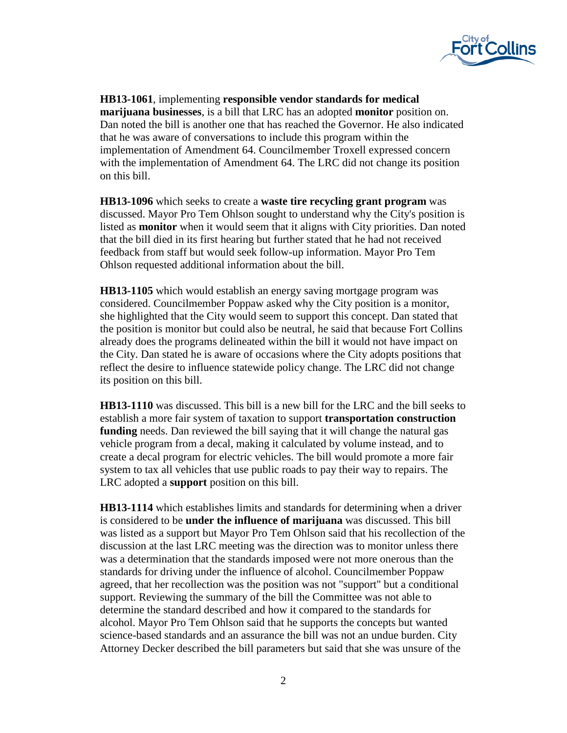**HB13-1061**, implementing **responsible vendor standards for medical marijuana businesses**, is a bill that LRC has an adopted **monitor** position on. Dan noted the bill is another one that has reached the Governor. He also indicated that he was aware of conversations to include this program within the implementation of Amendment 64. Councilmember Troxell expressed concern with the implementation of Amendment 64. The LRC did not change its position on this bill.

**HB13-1096** which seeks to create a **waste tire recycling grant program** was discussed. Mayor Pro Tem Ohlson sought to understand why the City's position is listed as **monitor** when it would seem that it aligns with City priorities. Dan noted that the bill died in its first hearing but further stated that he had not received feedback from staff but would seek follow-up information. Mayor Pro Tem Ohlson requested additional information about the bill.

**HB13-1105** which would establish an energy saving mortgage program was considered. Councilmember Poppaw asked why the City position is a monitor, she highlighted that the City would seem to support this concept. Dan stated that the position is monitor but could also be neutral, he said that because Fort Collins already does the programs delineated within the bill it would not have impact on the City. Dan stated he is aware of occasions where the City adopts positions that reflect the desire to influence statewide policy change. The LRC did not change its position on this bill.

**HB13-1110** was discussed. This bill is a new bill for the LRC and the bill seeks to establish a more fair system of taxation to support **transportation construction funding** needs. Dan reviewed the bill saying that it will change the natural gas vehicle program from a decal, making it calculated by volume instead, and to create a decal program for electric vehicles. The bill would promote a more fair system to tax all vehicles that use public roads to pay their way to repairs. The LRC adopted a **support** position on this bill.

**HB13-1114** which establishes limits and standards for determining when a driver is considered to be **under the influence of marijuana** was discussed. This bill was listed as a support but Mayor Pro Tem Ohlson said that his recollection of the discussion at the last LRC meeting was the direction was to monitor unless there was a determination that the standards imposed were not more onerous than the standards for driving under the influence of alcohol. Councilmember Poppaw agreed, that her recollection was the position was not "support" but a conditional support. Reviewing the summary of the bill the Committee was not able to determine the standard described and how it compared to the standards for alcohol. Mayor Pro Tem Ohlson said that he supports the concepts but wanted science-based standards and an assurance the bill was not an undue burden. City Attorney Decker described the bill parameters but said that she was unsure of the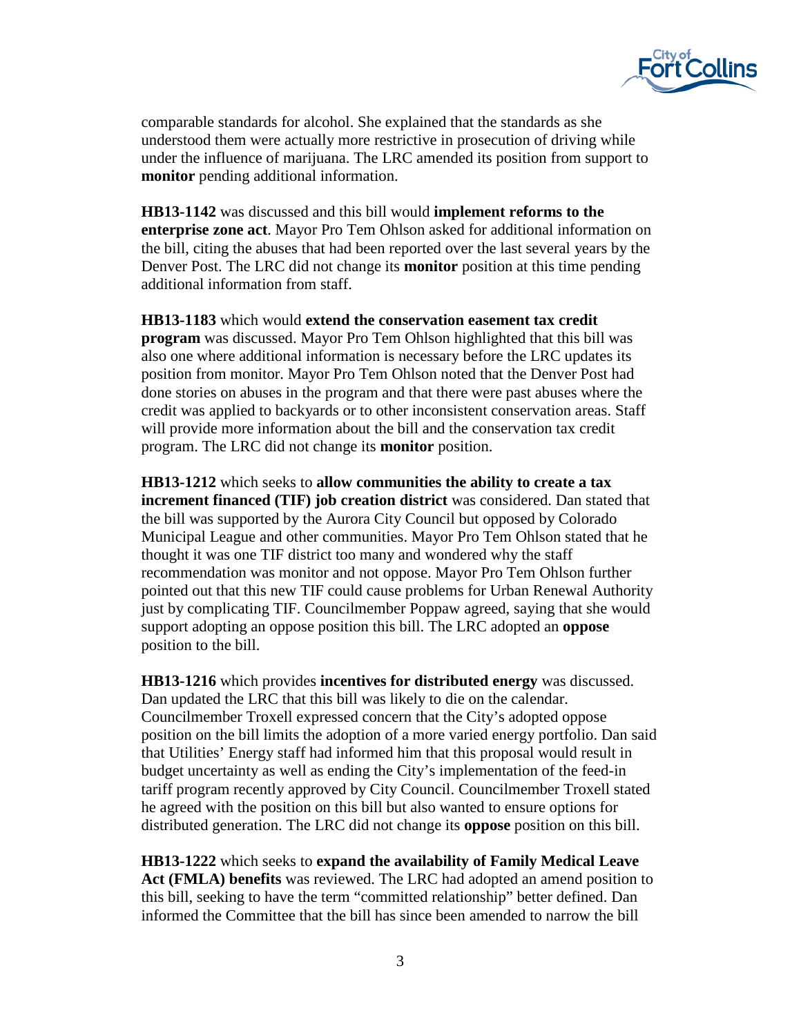comparable standards for alcohol. She explained that the standards as she understood them were actually more restrictive in prosecution of driving while under the influence of marijuana. The LRC amended its position from support to **monitor** pending additional information.

**HB13-1142** was discussed and this bill would **implement reforms to the enterprise zone act**. Mayor Pro Tem Ohlson asked for additional information on the bill, citing the abuses that had been reported over the last several years by the Denver Post. The LRC did not change its **monitor** position at this time pending additional information from staff.

**HB13-1183** which would **extend the conservation easement tax credit program** was discussed. Mayor Pro Tem Ohlson highlighted that this bill was also one where additional information is necessary before the LRC updates its position from monitor. Mayor Pro Tem Ohlson noted that the Denver Post had done stories on abuses in the program and that there were past abuses where the credit was applied to backyards or to other inconsistent conservation areas. Staff will provide more information about the bill and the conservation tax credit program. The LRC did not change its **monitor** position.

**HB13-1212** which seeks to **allow communities the ability to create a tax increment financed (TIF) job creation district** was considered. Dan stated that the bill was supported by the Aurora City Council but opposed by Colorado Municipal League and other communities. Mayor Pro Tem Ohlson stated that he thought it was one TIF district too many and wondered why the staff recommendation was monitor and not oppose. Mayor Pro Tem Ohlson further pointed out that this new TIF could cause problems for Urban Renewal Authority just by complicating TIF. Councilmember Poppaw agreed, saying that she would support adopting an oppose position this bill. The LRC adopted an **oppose** position to the bill.

**HB13-1216** which provides **incentives for distributed energy** was discussed. Dan updated the LRC that this bill was likely to die on the calendar. Councilmember Troxell expressed concern that the City's adopted oppose position on the bill limits the adoption of a more varied energy portfolio. Dan said that Utilities' Energy staff had informed him that this proposal would result in budget uncertainty as well as ending the City's implementation of the feed-in tariff program recently approved by City Council. Councilmember Troxell stated he agreed with the position on this bill but also wanted to ensure options for distributed generation. The LRC did not change its **oppose** position on this bill.

**HB13-1222** which seeks to **expand the availability of Family Medical Leave Act (FMLA) benefits** was reviewed. The LRC had adopted an amend position to this bill, seeking to have the term "committed relationship" better defined. Dan informed the Committee that the bill has since been amended to narrow the bill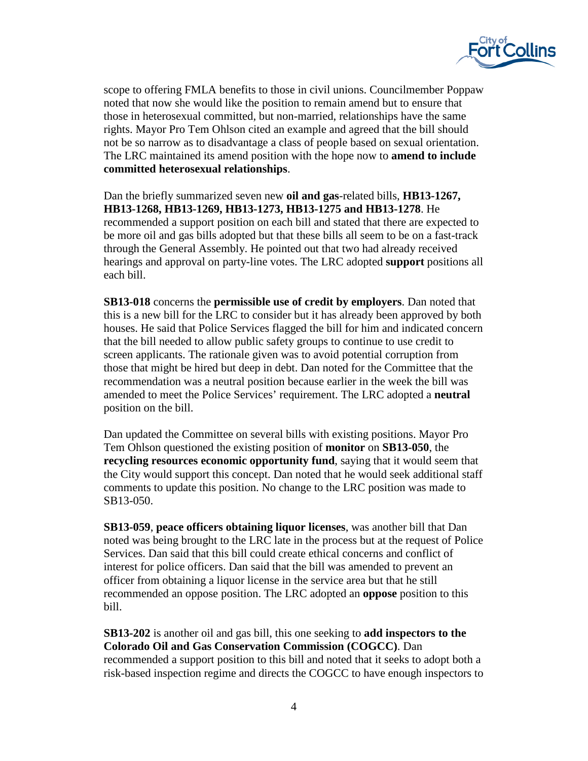scope to offering FMLA benefits to those in civil unions. Councilmember Poppaw noted that now she would like the position to remain amend but to ensure that those in heterosexual committed, but non-married, relationships have the same rights. Mayor Pro Tem Ohlson cited an example and agreed that the bill should not be so narrow as to disadvantage a class of people based on sexual orientation. The LRC maintained its amend position with the hope now to **amend to include committed heterosexual relationships**.

Dan the briefly summarized seven new **oil and gas**-related bills, **HB13-1267, HB13-1268, HB13-1269, HB13-1273, HB13-1275 and HB13-1278**. He recommended a support position on each bill and stated that there are expected to be more oil and gas bills adopted but that these bills all seem to be on a fast-track through the General Assembly. He pointed out that two had already received hearings and approval on party-line votes. The LRC adopted **support** positions all each bill.

**SB13-018** concerns the **permissible use of credit by employers**. Dan noted that this is a new bill for the LRC to consider but it has already been approved by both houses. He said that Police Services flagged the bill for him and indicated concern that the bill needed to allow public safety groups to continue to use credit to screen applicants. The rationale given was to avoid potential corruption from those that might be hired but deep in debt. Dan noted for the Committee that the recommendation was a neutral position because earlier in the week the bill was amended to meet the Police Services' requirement. The LRC adopted a **neutral** position on the bill.

Dan updated the Committee on several bills with existing positions. Mayor Pro Tem Ohlson questioned the existing position of **monitor** on **SB13-050**, the **recycling resources economic opportunity fund**, saying that it would seem that the City would support this concept. Dan noted that he would seek additional staff comments to update this position. No change to the LRC position was made to SB13-050.

**SB13-059**, **peace officers obtaining liquor licenses**, was another bill that Dan noted was being brought to the LRC late in the process but at the request of Police Services. Dan said that this bill could create ethical concerns and conflict of interest for police officers. Dan said that the bill was amended to prevent an officer from obtaining a liquor license in the service area but that he still recommended an oppose position. The LRC adopted an **oppose** position to this bill.

**SB13-202** is another oil and gas bill, this one seeking to **add inspectors to the Colorado Oil and Gas Conservation Commission (COGCC)**. Dan recommended a support position to this bill and noted that it seeks to adopt both a risk-based inspection regime and directs the COGCC to have enough inspectors to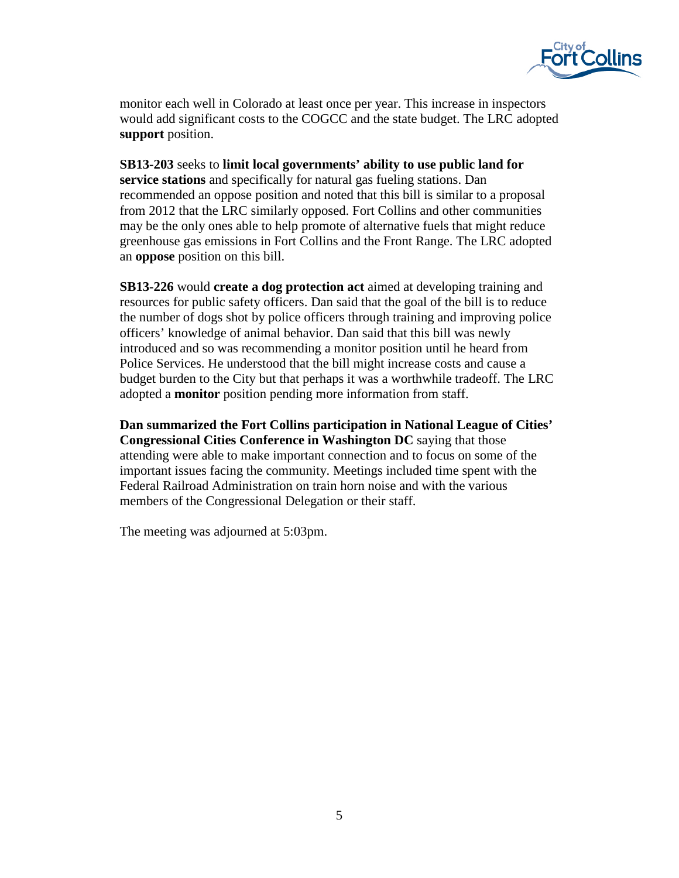monitor each well in Colorado at least once per year. This increase in inspectors would add significant costs to the COGCC and the state budget. The LRC adopted **support** position.

**SB13-203** seeks to **limit local governments' ability to use public land for service stations** and specifically for natural gas fueling stations. Dan recommended an oppose position and noted that this bill is similar to a proposal from 2012 that the LRC similarly opposed. Fort Collins and other communities may be the only ones able to help promote of alternative fuels that might reduce greenhouse gas emissions in Fort Collins and the Front Range. The LRC adopted an **oppose** position on this bill.

**SB13-226** would **create a dog protection act** aimed at developing training and resources for public safety officers. Dan said that the goal of the bill is to reduce the number of dogs shot by police officers through training and improving police officers' knowledge of animal behavior. Dan said that this bill was newly introduced and so was recommending a monitor position until he heard from Police Services. He understood that the bill might increase costs and cause a budget burden to the City but that perhaps it was a worthwhile tradeoff. The LRC adopted a **monitor** position pending more information from staff.

**Dan summarized the Fort Collins participation in National League of Cities' Congressional Cities Conference in Washington DC** saying that those attending were able to make important connection and to focus on some of the important issues facing the community. Meetings included time spent with the Federal Railroad Administration on train horn noise and with the various members of the Congressional Delegation or their staff.

The meeting was adjourned at 5:03pm.